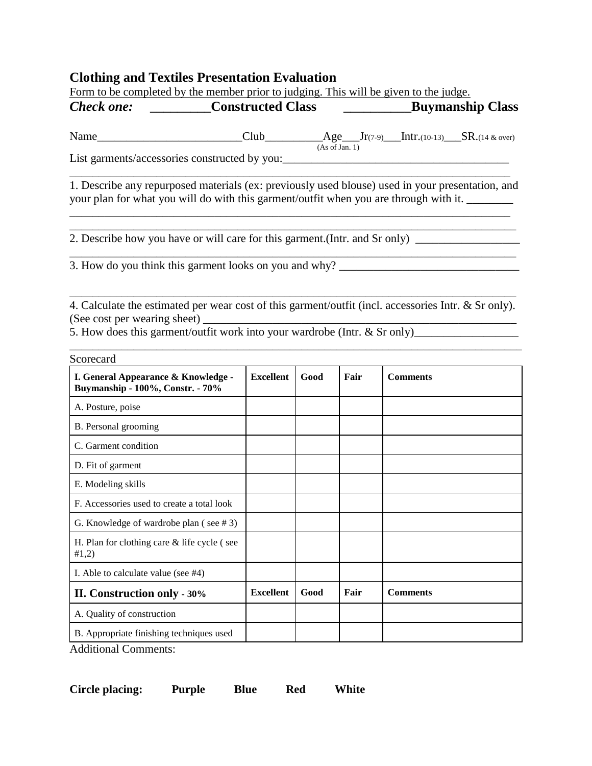## Clothing and Textiles Presentation Evaluation

Form to be completed by the member prior to judging. This will be given to the judge.

***Check one:*** **_________Constructed Class** **__________Buymanship Class**

Name_________________________Club__________Age___Jr(7-9)___Intr.(10-13)___SR.(14 & over)
(As of Jan. 1)

List garments/accessories constructed by you:_______________________________________
_____________________________________________________________________________

1. Describe any repurposed materials (ex: previously used blouse) used in your presentation, and your plan for what you will do with this garment/outfit when you are through with it. ________
_____________________________________________________________________________
_____________________________________________________________________________

2. Describe how you have or will care for this garment.(Intr. and Sr only) __________________
_____________________________________________________________________________

3. How do you think this garment looks on you and why? _______________________________

_____________________________________________________________________________

4. Calculate the estimated per wear cost of this garment/outfit (incl. accessories Intr. & Sr only). (See cost per wearing sheet) ________________________________________________________

5. How does this garment/outfit work into your wardrobe (Intr. & Sr only)__________________
_____________________________________________________________________________

Scorecard

| **I. General Appearance & Knowledge - Buymanship - 100%, Constr. - 70%** | **Excellent** | **Good** | **Fair** | **Comments** |
|---|---|---|---|---|
| A. Posture, poise | | | | |
| B. Personal grooming | | | | |
| C. Garment condition | | | | |
| D. Fit of garment | | | | |
| E. Modeling skills | | | | |
| F. Accessories used to create a total look | | | | |
| G. Knowledge of wardrobe plan ( see # 3) | | | | |
| H. Plan for clothing care & life cycle ( see #1,2) | | | | |
| I. Able to calculate value (see #4) | | | | |
| **II. Construction only - 30%** | **Excellent** | **Good** | **Fair** | **Comments** |
| A. Quality of construction | | | | |
| B. Appropriate finishing techniques used | | | | |

Additional Comments:

**Circle placing:** **Purple** **Blue** **Red** **White**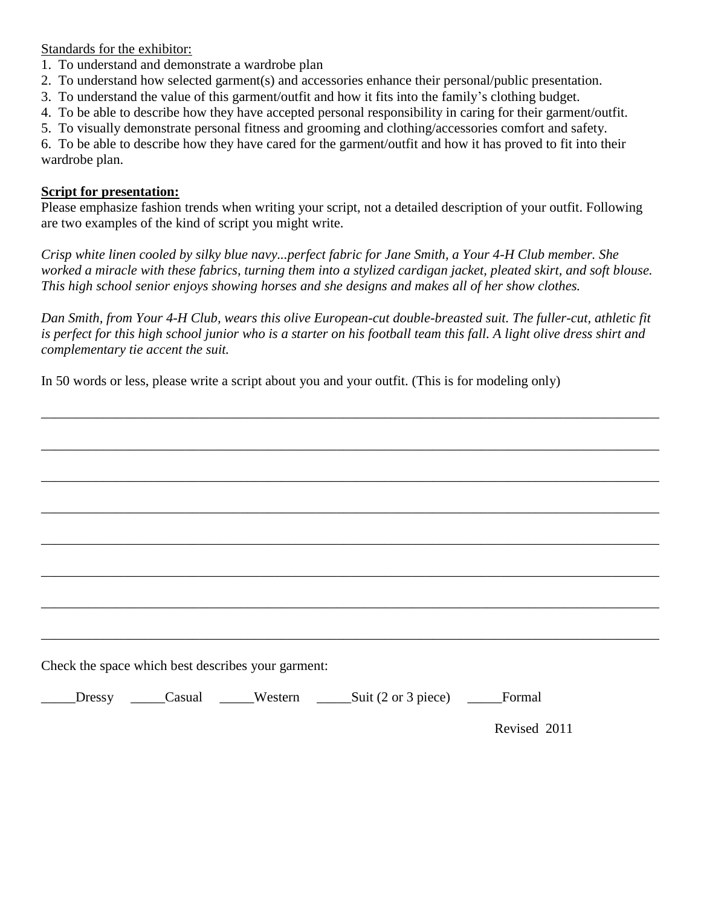Standards for the exhibitor:

1. To understand and demonstrate a wardrobe plan
2. To understand how selected garment(s) and accessories enhance their personal/public presentation.
3. To understand the value of this garment/outfit and how it fits into the family's clothing budget.
4. To be able to describe how they have accepted personal responsibility in caring for their garment/outfit.
5. To visually demonstrate personal fitness and grooming and clothing/accessories comfort and safety.
6. To be able to describe how they have cared for the garment/outfit and how it has proved to fit into their wardrobe plan.

**Script for presentation:**

Please emphasize fashion trends when writing your script, not a detailed description of your outfit. Following are two examples of the kind of script you might write.

*Crisp white linen cooled by silky blue navy...perfect fabric for Jane Smith, a Your 4-H Club member. She worked a miracle with these fabrics, turning them into a stylized cardigan jacket, pleated skirt, and soft blouse. This high school senior enjoys showing horses and she designs and makes all of her show clothes.*

*Dan Smith, from Your 4-H Club, wears this olive European-cut double-breasted suit. The fuller-cut, athletic fit is perfect for this high school junior who is a starter on his football team this fall. A light olive dress shirt and complementary tie accent the suit.*

In 50 words or less, please write a script about you and your outfit. (This is for modeling only)

_______________________________________________________________________________________

_______________________________________________________________________________________

_______________________________________________________________________________________

_______________________________________________________________________________________

_______________________________________________________________________________________

_______________________________________________________________________________________

_______________________________________________________________________________________

_______________________________________________________________________________________

Check the space which best describes your garment:

_____Dressy _____Casual _____Western _____Suit (2 or 3 piece) _____Formal

Revised 2011